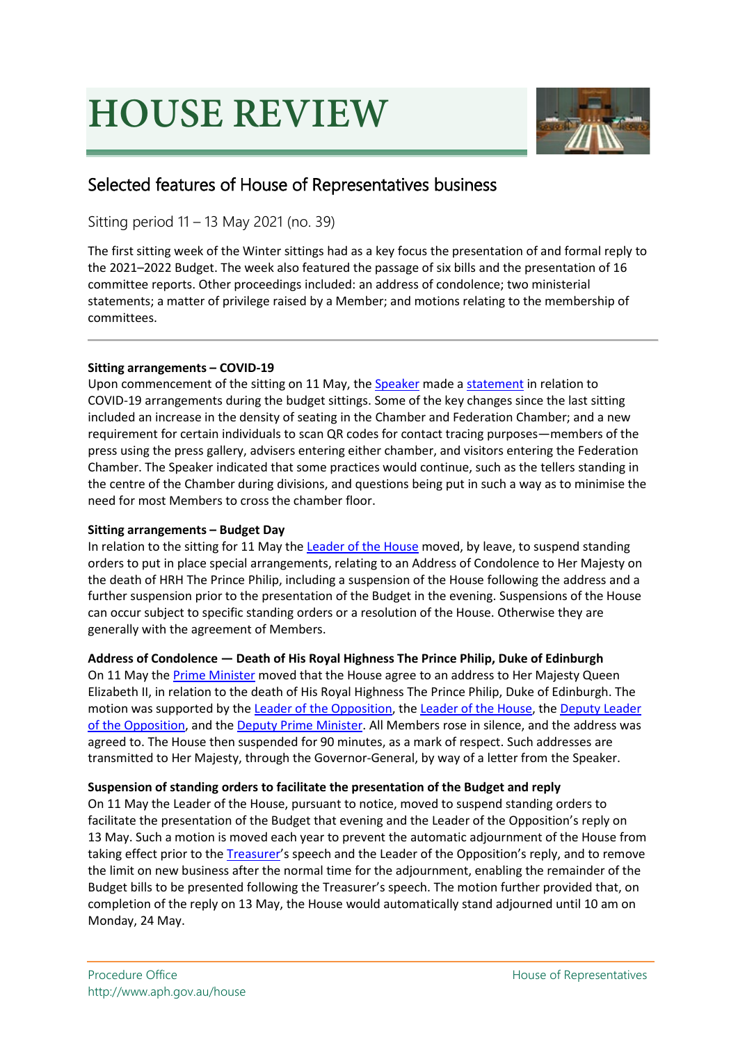# HOUSE REVIEW

## Selected features of House of Representatives business

Sitting period 11 – 13 May 2021 (no. 39)

The first sitting week of the Winter sittings had as a key focus the presentation of and formal reply to the 2021–2022 Budget. The week also featured the passage of six bills and the presentation of 16 committee reports. Other proceedings included: an address of condolence; two ministerial statements; a matter of privilege raised by a Member; and motions relating to the membership of committees.

---

**Sitting arrangements – COVID-19**

Upon commencement of the sitting on 11 May, the Speaker made a statement in relation to COVID-19 arrangements during the budget sittings. Some of the key changes since the last sitting included an increase in the density of seating in the Chamber and Federation Chamber; and a new requirement for certain individuals to scan QR codes for contact tracing purposes—members of the press using the press gallery, advisers entering either chamber, and visitors entering the Federation Chamber. The Speaker indicated that some practices would continue, such as the tellers standing in the centre of the Chamber during divisions, and questions being put in such a way as to minimise the need for most Members to cross the chamber floor.

**Sitting arrangements – Budget Day**

In relation to the sitting for 11 May the Leader of the House moved, by leave, to suspend standing orders to put in place special arrangements, relating to an Address of Condolence to Her Majesty on the death of HRH The Prince Philip, including a suspension of the House following the address and a further suspension prior to the presentation of the Budget in the evening. Suspensions of the House can occur subject to specific standing orders or a resolution of the House. Otherwise they are generally with the agreement of Members.

**Address of Condolence — Death of His Royal Highness The Prince Philip, Duke of Edinburgh**

On 11 May the Prime Minister moved that the House agree to an address to Her Majesty Queen Elizabeth II, in relation to the death of His Royal Highness The Prince Philip, Duke of Edinburgh. The motion was supported by the Leader of the Opposition, the Leader of the House, the Deputy Leader of the Opposition, and the Deputy Prime Minister. All Members rose in silence, and the address was agreed to. The House then suspended for 90 minutes, as a mark of respect. Such addresses are transmitted to Her Majesty, through the Governor-General, by way of a letter from the Speaker.

**Suspension of standing orders to facilitate the presentation of the Budget and reply**

On 11 May the Leader of the House, pursuant to notice, moved to suspend standing orders to facilitate the presentation of the Budget that evening and the Leader of the Opposition's reply on 13 May. Such a motion is moved each year to prevent the automatic adjournment of the House from taking effect prior to the Treasurer's speech and the Leader of the Opposition's reply, and to remove the limit on new business after the normal time for the adjournment, enabling the remainder of the Budget bills to be presented following the Treasurer's speech. The motion further provided that, on completion of the reply on 13 May, the House would automatically stand adjourned until 10 am on Monday, 24 May.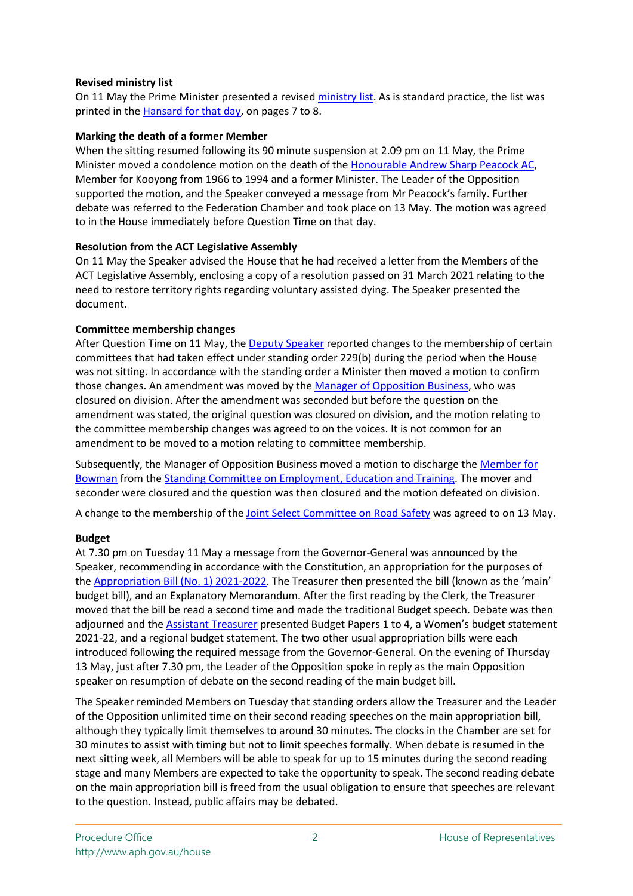**Revised ministry list**

On 11 May the Prime Minister presented a revised ministry list. As is standard practice, the list was printed in the Hansard for that day, on pages 7 to 8.

**Marking the death of a former Member**

When the sitting resumed following its 90 minute suspension at 2.09 pm on 11 May, the Prime Minister moved a condolence motion on the death of the Honourable Andrew Sharp Peacock AC, Member for Kooyong from 1966 to 1994 and a former Minister. The Leader of the Opposition supported the motion, and the Speaker conveyed a message from Mr Peacock's family. Further debate was referred to the Federation Chamber and took place on 13 May. The motion was agreed to in the House immediately before Question Time on that day.

**Resolution from the ACT Legislative Assembly**

On 11 May the Speaker advised the House that he had received a letter from the Members of the ACT Legislative Assembly, enclosing a copy of a resolution passed on 31 March 2021 relating to the need to restore territory rights regarding voluntary assisted dying. The Speaker presented the document.

**Committee membership changes**

After Question Time on 11 May, the Deputy Speaker reported changes to the membership of certain committees that had taken effect under standing order 229(b) during the period when the House was not sitting. In accordance with the standing order a Minister then moved a motion to confirm those changes. An amendment was moved by the Manager of Opposition Business, who was closured on division. After the amendment was seconded but before the question on the amendment was stated, the original question was closured on division, and the motion relating to the committee membership changes was agreed to on the voices. It is not common for an amendment to be moved to a motion relating to committee membership.

Subsequently, the Manager of Opposition Business moved a motion to discharge the Member for Bowman from the Standing Committee on Employment, Education and Training. The mover and seconder were closured and the question was then closured and the motion defeated on division.

A change to the membership of the Joint Select Committee on Road Safety was agreed to on 13 May.

**Budget**

At 7.30 pm on Tuesday 11 May a message from the Governor-General was announced by the Speaker, recommending in accordance with the Constitution, an appropriation for the purposes of the Appropriation Bill (No. 1) 2021-2022. The Treasurer then presented the bill (known as the 'main' budget bill), and an Explanatory Memorandum. After the first reading by the Clerk, the Treasurer moved that the bill be read a second time and made the traditional Budget speech. Debate was then adjourned and the Assistant Treasurer presented Budget Papers 1 to 4, a Women's budget statement 2021-22, and a regional budget statement. The two other usual appropriation bills were each introduced following the required message from the Governor-General. On the evening of Thursday 13 May, just after 7.30 pm, the Leader of the Opposition spoke in reply as the main Opposition speaker on resumption of debate on the second reading of the main budget bill.

The Speaker reminded Members on Tuesday that standing orders allow the Treasurer and the Leader of the Opposition unlimited time on their second reading speeches on the main appropriation bill, although they typically limit themselves to around 30 minutes. The clocks in the Chamber are set for 30 minutes to assist with timing but not to limit speeches formally. When debate is resumed in the next sitting week, all Members will be able to speak for up to 15 minutes during the second reading stage and many Members are expected to take the opportunity to speak. The second reading debate on the main appropriation bill is freed from the usual obligation to ensure that speeches are relevant to the question. Instead, public affairs may be debated.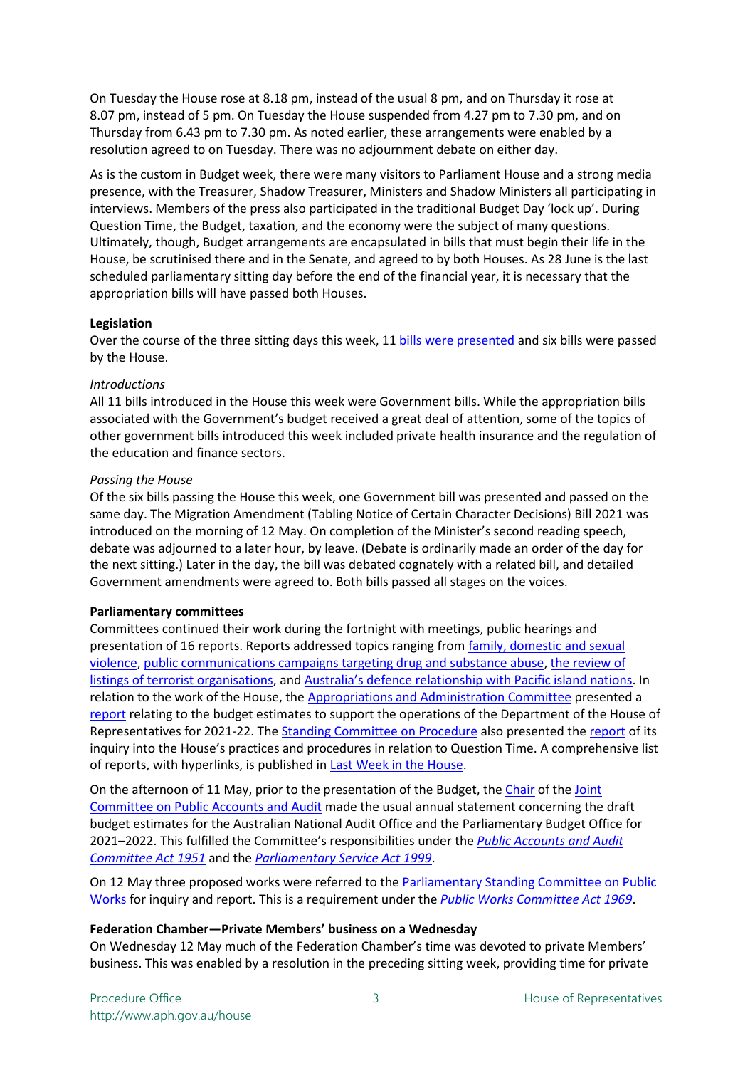On Tuesday the House rose at 8.18 pm, instead of the usual 8 pm, and on Thursday it rose at 8.07 pm, instead of 5 pm. On Tuesday the House suspended from 4.27 pm to 7.30 pm, and on Thursday from 6.43 pm to 7.30 pm. As noted earlier, these arrangements were enabled by a resolution agreed to on Tuesday. There was no adjournment debate on either day.

As is the custom in Budget week, there were many visitors to Parliament House and a strong media presence, with the Treasurer, Shadow Treasurer, Ministers and Shadow Ministers all participating in interviews. Members of the press also participated in the traditional Budget Day 'lock up'. During Question Time, the Budget, taxation, and the economy were the subject of many questions. Ultimately, though, Budget arrangements are encapsulated in bills that must begin their life in the House, be scrutinised there and in the Senate, and agreed to by both Houses. As 28 June is the last scheduled parliamentary sitting day before the end of the financial year, it is necessary that the appropriation bills will have passed both Houses.

**Legislation**

Over the course of the three sitting days this week, 11 bills were presented and six bills were passed by the House.

*Introductions*

All 11 bills introduced in the House this week were Government bills. While the appropriation bills associated with the Government's budget received a great deal of attention, some of the topics of other government bills introduced this week included private health insurance and the regulation of the education and finance sectors.

*Passing the House*

Of the six bills passing the House this week, one Government bill was presented and passed on the same day. The Migration Amendment (Tabling Notice of Certain Character Decisions) Bill 2021 was introduced on the morning of 12 May. On completion of the Minister's second reading speech, debate was adjourned to a later hour, by leave. (Debate is ordinarily made an order of the day for the next sitting.) Later in the day, the bill was debated cognately with a related bill, and detailed Government amendments were agreed to. Both bills passed all stages on the voices.

**Parliamentary committees**

Committees continued their work during the fortnight with meetings, public hearings and presentation of 16 reports. Reports addressed topics ranging from family, domestic and sexual violence, public communications campaigns targeting drug and substance abuse, the review of listings of terrorist organisations, and Australia's defence relationship with Pacific island nations. In relation to the work of the House, the Appropriations and Administration Committee presented a report relating to the budget estimates to support the operations of the Department of the House of Representatives for 2021-22. The Standing Committee on Procedure also presented the report of its inquiry into the House's practices and procedures in relation to Question Time. A comprehensive list of reports, with hyperlinks, is published in Last Week in the House.

On the afternoon of 11 May, prior to the presentation of the Budget, the Chair of the Joint Committee on Public Accounts and Audit made the usual annual statement concerning the draft budget estimates for the Australian National Audit Office and the Parliamentary Budget Office for 2021–2022. This fulfilled the Committee's responsibilities under the *Public Accounts and Audit Committee Act 1951* and the *Parliamentary Service Act 1999*.

On 12 May three proposed works were referred to the Parliamentary Standing Committee on Public Works for inquiry and report. This is a requirement under the *Public Works Committee Act 1969*.

**Federation Chamber—Private Members' business on a Wednesday**

On Wednesday 12 May much of the Federation Chamber's time was devoted to private Members' business. This was enabled by a resolution in the preceding sitting week, providing time for private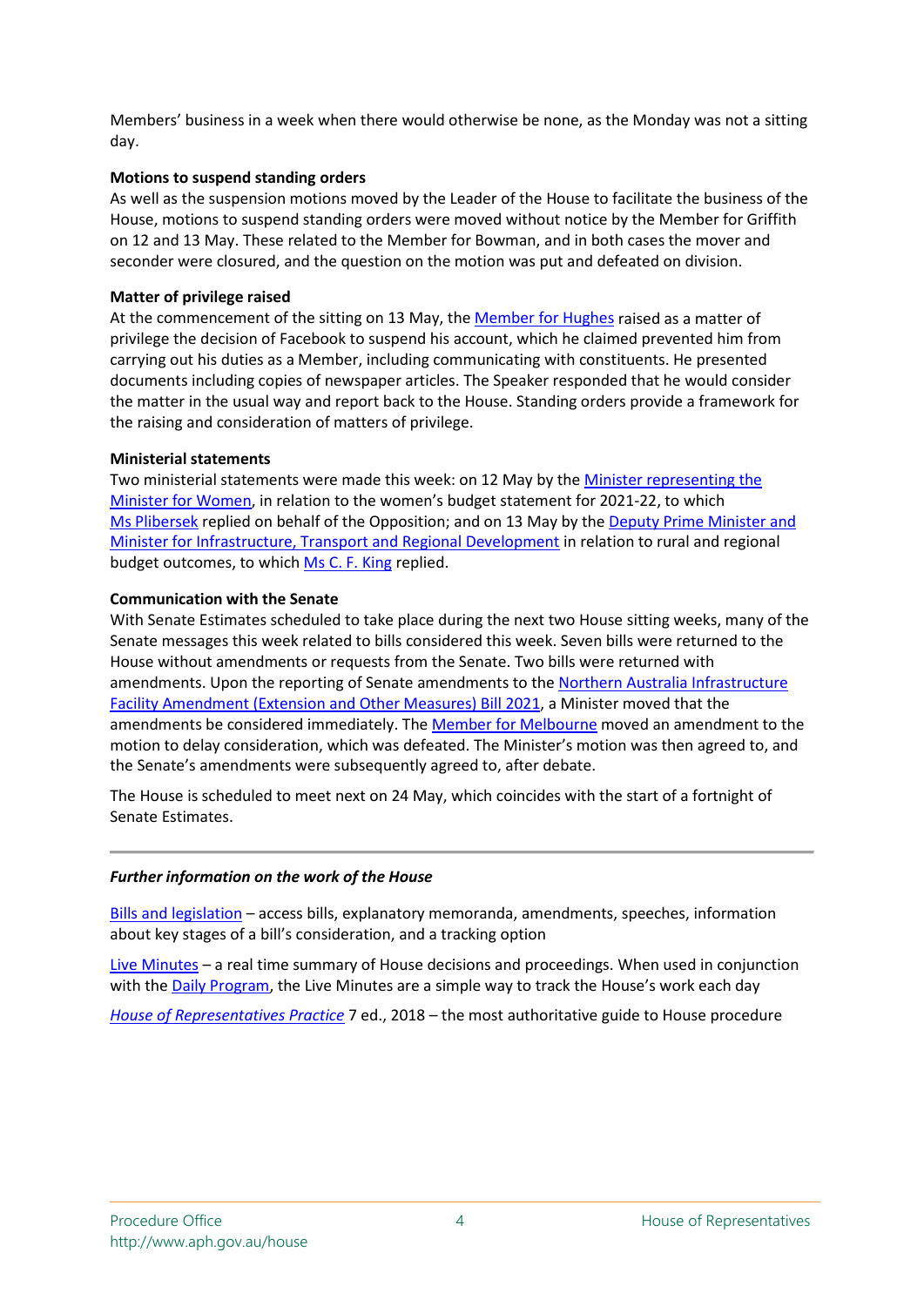Members' business in a week when there would otherwise be none, as the Monday was not a sitting day.

**Motions to suspend standing orders**

As well as the suspension motions moved by the Leader of the House to facilitate the business of the House, motions to suspend standing orders were moved without notice by the Member for Griffith on 12 and 13 May. These related to the Member for Bowman, and in both cases the mover and seconder were closured, and the question on the motion was put and defeated on division.

**Matter of privilege raised**

At the commencement of the sitting on 13 May, the Member for Hughes raised as a matter of privilege the decision of Facebook to suspend his account, which he claimed prevented him from carrying out his duties as a Member, including communicating with constituents. He presented documents including copies of newspaper articles. The Speaker responded that he would consider the matter in the usual way and report back to the House. Standing orders provide a framework for the raising and consideration of matters of privilege.

**Ministerial statements**

Two ministerial statements were made this week: on 12 May by the Minister representing the Minister for Women, in relation to the women's budget statement for 2021-22, to which Ms Plibersek replied on behalf of the Opposition; and on 13 May by the Deputy Prime Minister and Minister for Infrastructure, Transport and Regional Development in relation to rural and regional budget outcomes, to which Ms C. F. King replied.

**Communication with the Senate**

With Senate Estimates scheduled to take place during the next two House sitting weeks, many of the Senate messages this week related to bills considered this week. Seven bills were returned to the House without amendments or requests from the Senate. Two bills were returned with amendments. Upon the reporting of Senate amendments to the Northern Australia Infrastructure Facility Amendment (Extension and Other Measures) Bill 2021, a Minister moved that the amendments be considered immediately. The Member for Melbourne moved an amendment to the motion to delay consideration, which was defeated. The Minister's motion was then agreed to, and the Senate's amendments were subsequently agreed to, after debate.

The House is scheduled to meet next on 24 May, which coincides with the start of a fortnight of Senate Estimates.

---

***Further information on the work of the House***

Bills and legislation – access bills, explanatory memoranda, amendments, speeches, information about key stages of a bill's consideration, and a tracking option

Live Minutes – a real time summary of House decisions and proceedings. When used in conjunction with the Daily Program, the Live Minutes are a simple way to track the House's work each day

*House of Representatives Practice* 7 ed., 2018 – the most authoritative guide to House procedure